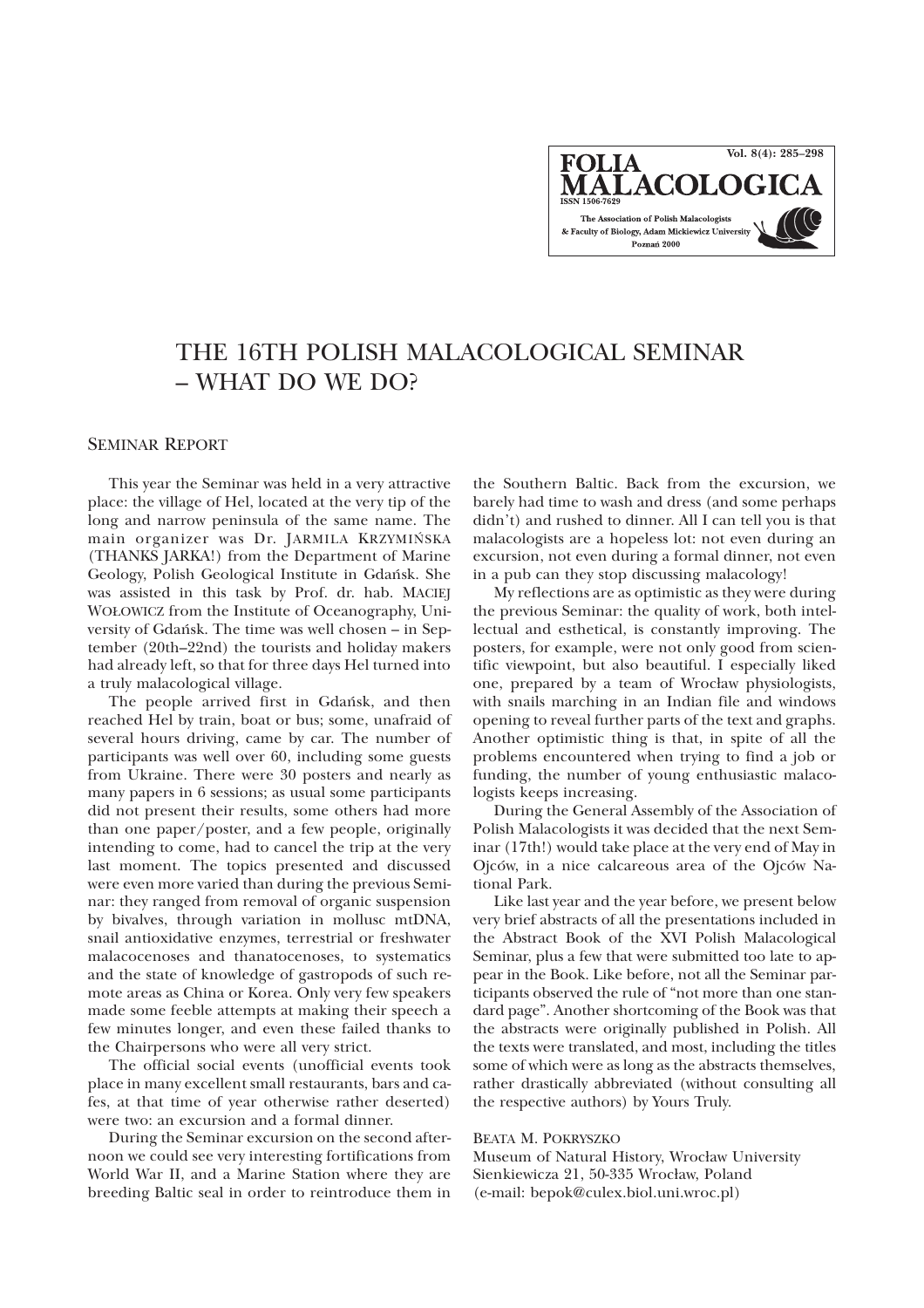# THE 16TH POLISH MALACOLOGICAL SEMINAR – WHAT DO WE DO?

## Seminar Report

This year the Seminar was held in a very attractive place: the village of Hel, located at the very tip of the long and narrow peninsula of the same name. The main organizer was Dr. JARMILA KRZYMIŃSKA (THANKS JARKA!) from the Department of Marine Geology, Polish Geological Institute in Gdańsk. She was assisted in this task by Prof. dr. hab. MACIEJ WOŁOWICZ from the Institute of Oceanography, University of Gdańsk. The time was well chosen – in September (20th–22nd) the tourists and holiday makers had already left, so that for three days Hel turned into a truly malacological village.

The people arrived first in Gdańsk, and then reached Hel by train, boat or bus; some, unafraid of several hours driving, came by car. The number of participants was well over 60, including some guests from Ukraine. There were 30 posters and nearly as many papers in 6 sessions; as usual some participants did not present their results, some others had more than one paper/poster, and a few people, originally intending to come, had to cancel the trip at the very last moment. The topics presented and discussed were even more varied than during the previous Seminar: they ranged from removal of organic suspension by bivalves, through variation in mollusc mtDNA, snail antioxidative enzymes, terrestrial or freshwater malacocenoses and thanatocenoses, to systematics and the state of knowledge of gastropods of such remote areas as China or Korea. Only very few speakers made some feeble attempts at making their speech a few minutes longer, and even these failed thanks to the Chairpersons who were all very strict.

The official social events (unofficial events took place in many excellent small restaurants, bars and cafes, at that time of year otherwise rather deserted) were two: an excursion and a formal dinner.

During the Seminar excursion on the second afternoon we could see very interesting fortifications from World War II, and a Marine Station where they are breeding Baltic seal in order to reintroduce them in the Southern Baltic. Back from the excursion, we barely had time to wash and dress (and some perhaps didn't) and rushed to dinner. All I can tell you is that malacologists are a hopeless lot: not even during an excursion, not even during a formal dinner, not even in a pub can they stop discussing malacology!

My reflections are as optimistic as they were during the previous Seminar: the quality of work, both intellectual and esthetical, is constantly improving. The posters, for example, were not only good from scientific viewpoint, but also beautiful. I especially liked one, prepared by a team of Wrocław physiologists, with snails marching in an Indian file and windows opening to reveal further parts of the text and graphs. Another optimistic thing is that, in spite of all the problems encountered when trying to find a job or funding, the number of young enthusiastic malacologists keeps increasing.

During the General Assembly of the Association of Polish Malacologists it was decided that the next Seminar (17th!) would take place at the very end of May in Ojców, in a nice calcareous area of the Ojców National Park.

Like last year and the year before, we present below very brief abstracts of all the presentations included in the Abstract Book of the XVI Polish Malacological Seminar, plus a few that were submitted too late to appear in the Book. Like before, not all the Seminar participants observed the rule of "not more than one standard page". Another shortcoming of the Book was that the abstracts were originally published in Polish. All the texts were translated, and most, including the titles some of which were as long as the abstracts themselves, rather drastically abbreviated (without consulting all the respective authors) by Yours Truly.

BEATA M. POKRYSZKO  
Museum of Natural History, Wrocław University  
Sienkiewicza 21, 50-335 Wrocław, Poland  
(e-mail: bepok@culex.biol.uni.wroc.pl)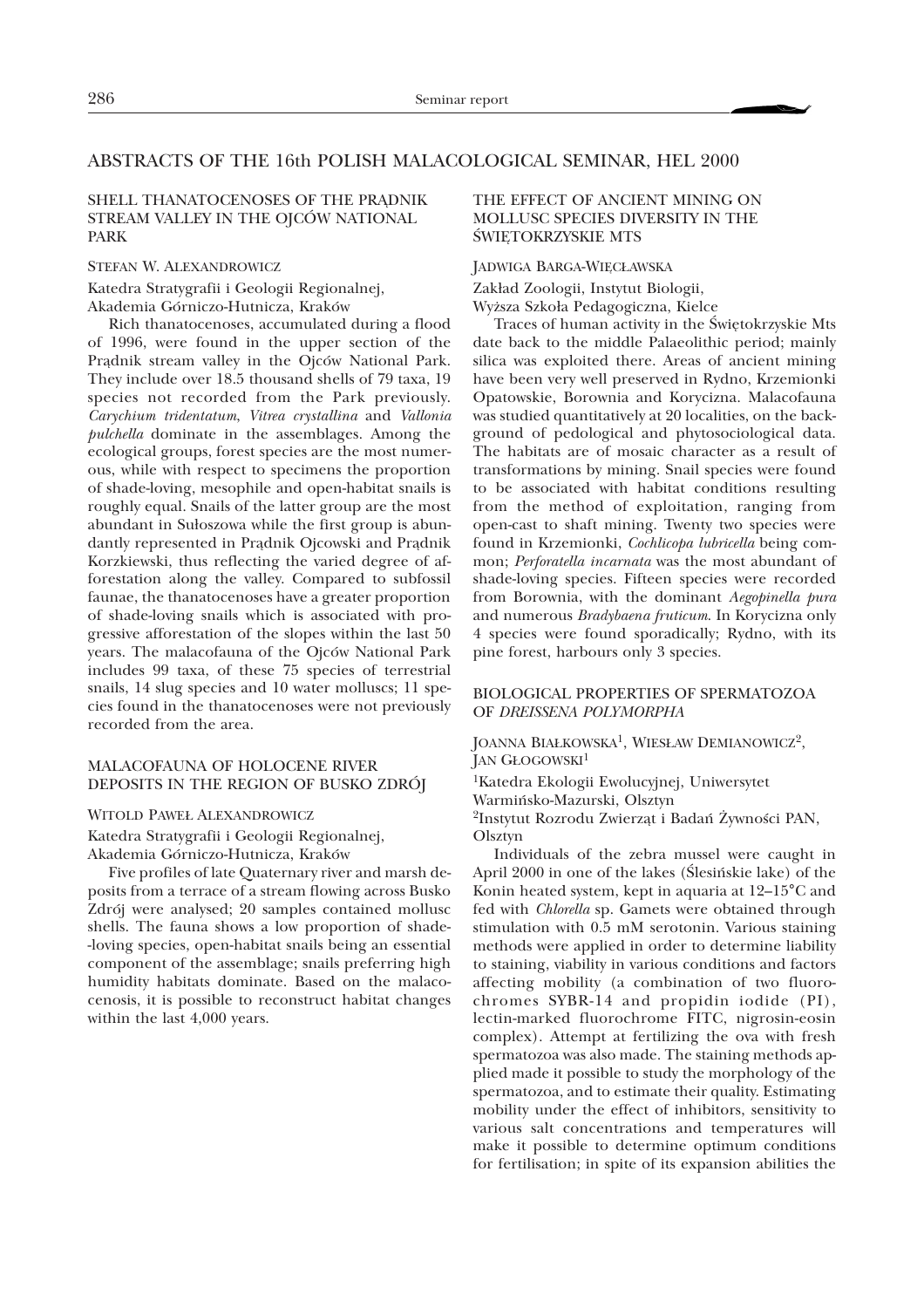# ABSTRACTS OF THE 16th POLISH MALACOLOGICAL SEMINAR, HEL 2000

## SHELL THANATOCENOSES OF THE PRĄDNIK STREAM VALLEY IN THE OJCÓW NATIONAL PARK

STEFAN W. ALEXANDROWICZ

Katedra Stratygrafii i Geologii Regionalnej, Akademia Górniczo-Hutnicza, Kraków

Rich thanatocenoses, accumulated during a flood of 1996, were found in the upper section of the Prądnik stream valley in the Ojców National Park. They include over 18.5 thousand shells of 79 taxa, 19 species not recorded from the Park previously. *Carychium tridentatum*, *Vitrea crystallina* and *Vallonia pulchella* dominate in the assemblages. Among the ecological groups, forest species are the most numerous, while with respect to specimens the proportion of shade-loving, mesophile and open-habitat snails is roughly equal. Snails of the latter group are the most abundant in Sułoszowa while the first group is abundantly represented in Prądnik Ojcowski and Prądnik Korzkiewski, thus reflecting the varied degree of afforestation along the valley. Compared to subfossil faunae, the thanatocenoses have a greater proportion of shade-loving snails which is associated with progressive afforestation of the slopes within the last 50 years. The malacofauna of the Ojców National Park includes 99 taxa, of these 75 species of terrestrial snails, 14 slug species and 10 water molluscs; 11 species found in the thanatocenoses were not previously recorded from the area.

## MALACOFAUNA OF HOLOCENE RIVER DEPOSITS IN THE REGION OF BUSKO ZDRÓJ

WITOLD PAWEŁ ALEXANDROWICZ

Katedra Stratygrafii i Geologii Regionalnej, Akademia Górniczo-Hutnicza, Kraków

Five profiles of late Quaternary river and marsh deposits from a terrace of a stream flowing across Busko Zdrój were analysed; 20 samples contained mollusc shells. The fauna shows a low proportion of shade-loving species, open-habitat snails being an essential component of the assemblage; snails preferring high humidity habitats dominate. Based on the malacocenosis, it is possible to reconstruct habitat changes within the last 4,000 years.

## THE EFFECT OF ANCIENT MINING ON MOLLUSC SPECIES DIVERSITY IN THE ŚWIĘTOKRZYSKIE MTS

JADWIGA BARGA-WIĘCŁAWSKA

Zakład Zoologii, Instytut Biologii, Wyższa Szkoła Pedagogiczna, Kielce

Traces of human activity in the Świętokrzyskie Mts date back to the middle Palaeolithic period; mainly silica was exploited there. Areas of ancient mining have been very well preserved in Rydno, Krzemionki Opatowskie, Borownia and Korycizna. Malacofauna was studied quantitatively at 20 localities, on the background of pedological and phytosociological data. The habitats are of mosaic character as a result of transformations by mining. Snail species were found to be associated with habitat conditions resulting from the method of exploitation, ranging from open-cast to shaft mining. Twenty two species were found in Krzemionki, *Cochlicopa lubricella* being common; *Perforatella incarnata* was the most abundant of shade-loving species. Fifteen species were recorded from Borownia, with the dominant *Aegopinella pura* and numerous *Bradybaena fruticum*. In Korycizna only 4 species were found sporadically; Rydno, with its pine forest, harbours only 3 species.

## BIOLOGICAL PROPERTIES OF SPERMATOZOA OF *DREISSENA POLYMORPHA*

JOANNA BIAŁKOWSKA[1], WIESŁAW DEMIANOWICZ[2], JAN GŁOGOWSKI[1]

[1]Katedra Ekologii Ewolucyjnej, Uniwersytet Warmińsko-Mazurski, Olsztyn

[2]Instytut Rozrodu Zwierząt i Badań Żywności PAN, Olsztyn

Individuals of the zebra mussel were caught in April 2000 in one of the lakes (Ślesińskie lake) of the Konin heated system, kept in aquaria at 12–15°C and fed with *Chlorella* sp. Gamets were obtained through stimulation with 0.5 mM serotonin. Various staining methods were applied in order to determine liability to staining, viability in various conditions and factors affecting mobility (a combination of two fluorochromes SYBR-14 and propidin iodide (PI), lectin-marked fluorochrome FITC, nigrosin-eosin complex). Attempt at fertilizing the ova with fresh spermatozoa was also made. The staining methods applied made it possible to study the morphology of the spermatozoa, and to estimate their quality. Estimating mobility under the effect of inhibitors, sensitivity to various salt concentrations and temperatures will make it possible to determine optimum conditions for fertilisation; in spite of its expansion abilities the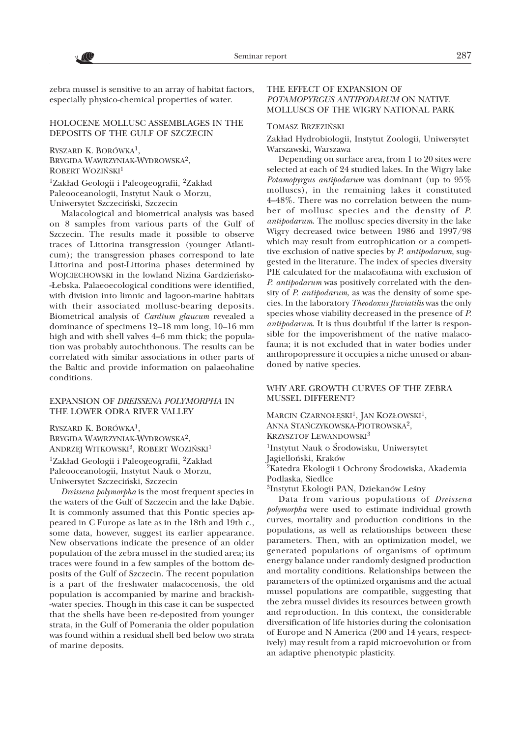zebra mussel is sensitive to an array of habitat factors, especially physico-chemical properties of water.

## HOLOCENE MOLLUSC ASSEMBLAGES IN THE DEPOSITS OF THE GULF OF SZCZECIN

RYSZARD K. BORÓWKA[1], BRYGIDA WAWRZYNIAK-WYDROWSKA[2], ROBERT WOZIŃSKI[1]

[1]Zakład Geologii i Paleogeografii, [2]Zakład Paleooceanologii, Instytut Nauk o Morzu, Uniwersytet Szczeciński, Szczecin

Malacological and biometrical analysis was based on 8 samples from various parts of the Gulf of Szczecin. The results made it possible to observe traces of Littorina transgression (younger Atlanticum); the transgression phases correspond to late Littorina and post-Littorina phases determined by WOJCIECHOWSKI in the lowland Nizina Gardzieńsko-Łebska. Palaeoecological conditions were identified, with division into limnic and lagoon-marine habitats with their associated mollusc-bearing deposits. Biometrical analysis of *Cardium glaucum* revealed a dominance of specimens 12–18 mm long, 10–16 mm high and with shell valves 4–6 mm thick; the population was probably autochthonous. The results can be correlated with similar associations in other parts of the Baltic and provide information on palaeohaline conditions.

## EXPANSION OF *DREISSENA POLYMORPHA* IN THE LOWER ODRA RIVER VALLEY

RYSZARD K. BORÓWKA[1], BRYGIDA WAWRZYNIAK-WYDROWSKA[2], ANDRZEJ WITKOWSKI[2], ROBERT WOZIŃSKI[1]

[1]Zakład Geologii i Paleogeografii, [2]Zakład Paleooceanologii, Instytut Nauk o Morzu, Uniwersytet Szczeciński, Szczecin

*Dreissena polymorpha* is the most frequent species in the waters of the Gulf of Szczecin and the lake Dąbie. It is commonly assumed that this Pontic species appeared in C Europe as late as in the 18th and 19th c., some data, however, suggest its earlier appearance. New observations indicate the presence of an older population of the zebra mussel in the studied area; its traces were found in a few samples of the bottom deposits of the Gulf of Szczecin. The recent population is a part of the freshwater malacocenosis, the old population is accompanied by marine and brackish-water species. Though in this case it can be suspected that the shells have been re-deposited from younger strata, in the Gulf of Pomerania the older population was found within a residual shell bed below two strata of marine deposits.

## THE EFFECT OF EXPANSION OF *POTAMOPYRGUS ANTIPODARUM* ON NATIVE MOLLUSCS OF THE WIGRY NATIONAL PARK

TOMASZ BRZEZIŃSKI

Zakład Hydrobiologii, Instytut Zoologii, Uniwersytet Warszawski, Warszawa

Depending on surface area, from 1 to 20 sites were selected at each of 24 studied lakes. In the Wigry lake *Potamopyrgus antipodarum* was dominant (up to 95% molluscs), in the remaining lakes it constituted 4–48%. There was no correlation between the number of mollusc species and the density of *P. antipodarum*. The mollusc species diversity in the lake Wigry decreased twice between 1986 and 1997/98 which may result from eutrophication or a competitive exclusion of native species by *P. antipodarum*, suggested in the literature. The index of species diversity PIE calculated for the malacofauna with exclusion of *P. antipodarum* was positively correlated with the density of *P. antipodarum*, as was the density of some species. In the laboratory *Theodoxus fluviatilis* was the only species whose viability decreased in the presence of *P. antipodarum*. It is thus doubtful if the latter is responsible for the impoverishment of the native malacofauna; it is not excluded that in water bodies under anthropopressure it occupies a niche unused or abandoned by native species.

## WHY ARE GROWTH CURVES OF THE ZEBRA MUSSEL DIFFERENT?

MARCIN CZARNOŁĘSKI[1], JAN KOZŁOWSKI[1], ANNA STAŃCZYKOWSKA-PIOTROWSKA[2], KRZYSZTOF LEWANDOWSKI[3]

[1]Instytut Nauk o Środowisku, Uniwersytet Jagielloński, Kraków

[2]Katedra Ekologii i Ochrony Środowiska, Akademia Podlaska, Siedlce

[3]Instytut Ekologii PAN, Dziekanów Leśny

Data from various populations of *Dreissena polymorpha* were used to estimate individual growth curves, mortality and production conditions in the populations, as well as relationships between these parameters. Then, with an optimization model, we generated populations of organisms of optimum energy balance under randomly designed production and mortality conditions. Relationships between the parameters of the optimized organisms and the actual mussel populations are compatible, suggesting that the zebra mussel divides its resources between growth and reproduction. In this context, the considerable diversification of life histories during the colonisation of Europe and N America (200 and 14 years, respectively) may result from a rapid microevolution or from an adaptive phenotypic plasticity.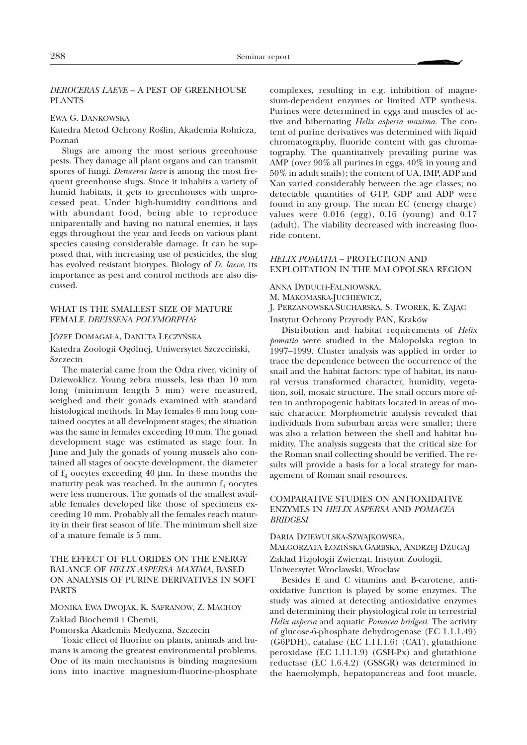## *DEROCERAS LAEVE* – A PEST OF GREENHOUSE PLANTS

EWA G. DANKOWSKA

Katedra Metod Ochrony Roślin, Akademia Rolnicza, Poznań

Slugs are among the most serious greenhouse pests. They damage all plant organs and can transmit spores of fungi. *Deroceras laeve* is among the most frequent greenhouse slugs. Since it inhabits a variety of humid habitats, it gets to greenhouses with unprocessed peat. Under high-humidity conditions and with abundant food, being able to reproduce uniparentally and having no natural enemies, it lays eggs throughout the year and feeds on various plant species causing considerable damage. It can be supposed that, with increasing use of pesticides, the slug has evolved resistant biotypes. Biology of *D. laeve*, its importance as pest and control methods are also discussed.

## WHAT IS THE SMALLEST SIZE OF MATURE FEMALE *DREISSENA POLYMORPHA*?

JÓZEF DOMAGAŁA, DANUTA ŁĘCZYŃSKA

Katedra Zoologii Ogólnej, Uniwersytet Szczeciński, Szczecin

The material came from the Odra river, vicinity of Dziewoklicz. Young zebra mussels, less than 10 mm long (minimum length 5 mm) were measured, weighed and their gonads examined with standard histological methods. In May females 6 mm long contained oocytes at all development stages; the situation was the same in females exceeding 10 mm. The gonad development stage was estimated as stage four. In June and July the gonads of young mussels also contained all stages of oocyte development, the diameter of $f_4$ oocytes exceeding 40 μm. In these months the maturity peak was reached. In the autumn $f_4$ oocytes were less numerous. The gonads of the smallest available females developed like those of specimens exceeding 10 mm. Probably all the females reach maturity in their first season of life. The minimum shell size of a mature female is 5 mm.

## THE EFFECT OF FLUORIDES ON THE ENERGY BALANCE OF *HELIX ASPERSA MAXIMA*, BASED ON ANALYSIS OF PURINE DERIVATIVES IN SOFT PARTS

MONIKA EWA DWOJAK, K. SAFRANOW, Z. MACHOY

Zakład Biochemii i Chemii,
Pomorska Akademia Medyczna, Szczecin

Toxic effect of fluorine on plants, animals and humans is among the greatest environmental problems. One of its main mechanisms is binding magnesium ions into inactive magnesium-fluorine-phosphate complexes, resulting in e.g. inhibition of magnesium-dependent enzymes or limited ATP synthesis. Purines were determined in eggs and muscles of active and hibernating *Helix aspersa maxima*. The content of purine derivatives was determined with liquid chromatography, fluoride content with gas chromatography. The quantitatively prevailing purine was AMP (over 90% all purines in eggs, 40% in young and 50% in adult snails); the content of UA, IMP, ADP and Xan varied considerably between the age classes; no detectable quantities of GTP, GDP and ADP were found in any group. The mean EC (energy charge) values were 0.016 (egg), 0.16 (young) and 0.17 (adult). The viability decreased with increasing fluoride content.

## *HELIX POMATIA* – PROTECTION AND EXPLOITATION IN THE MAŁOPOLSKA REGION

ANNA DYDUCH-FALNIOWSKA,
M. MAKOMASKA-JUCHIEWICZ,
J. PERZANOWSKA-SUCHARSKA, S. TWOREK, K. ZAJĄC

Instytut Ochrony Przyrody PAN, Kraków

Distribution and habitat requirements of *Helix pomatia* were studied in the Małopolska region in 1997–1999. Cluster analysis was applied in order to trace the dependence between the occurrence of the snail and the habitat factors: type of habitat, its natural versus transformed character, humidity, vegetation, soil, mosaic structure. The snail occurs more often in anthropogenic habitats located in areas of mosaic character. Morphometric analysis revealed that individuals from suburban areas were smaller; there was also a relation between the shell and habitat humidity. The analysis suggests that the critical size for the Roman snail collecting should be verified. The results will provide a basis for a local strategy for management of Roman snail resources.

## COMPARATIVE STUDIES ON ANTIOXIDATIVE ENZYMES IN *HELIX ASPERSA* AND *POMACEA BRIDGESI*

DARIA DZIEWULSKA-SZWAJKOWSKA,
MAŁGORZATA ŁOZIŃSKA-GARBSKA, ANDRZEJ DŻUGAJ

Zakład Fizjologii Zwierząt, Instytut Zoologii,
Uniwersytet Wrocławski, Wrocław

Besides E and C vitamins and B-carotene, antioxidative function is played by some enzymes. The study was aimed at detecting antioxidative enzymes and determining their physiological role in terrestrial *Helix aspersa* and aquatic *Pomacea bridgesi*. The activity of glucose-6-phosphate dehydrogenase (EC 1.1.1.49) (G6PDH), catalase (EC 1.11.1.6) (CAT), glutathione peroxidase (EC 1.11.1.9) (GSH-Px) and glutathione reductase (EC 1.6.4.2) (GSSGR) was determined in the haemolymph, hepatopancreas and foot muscle.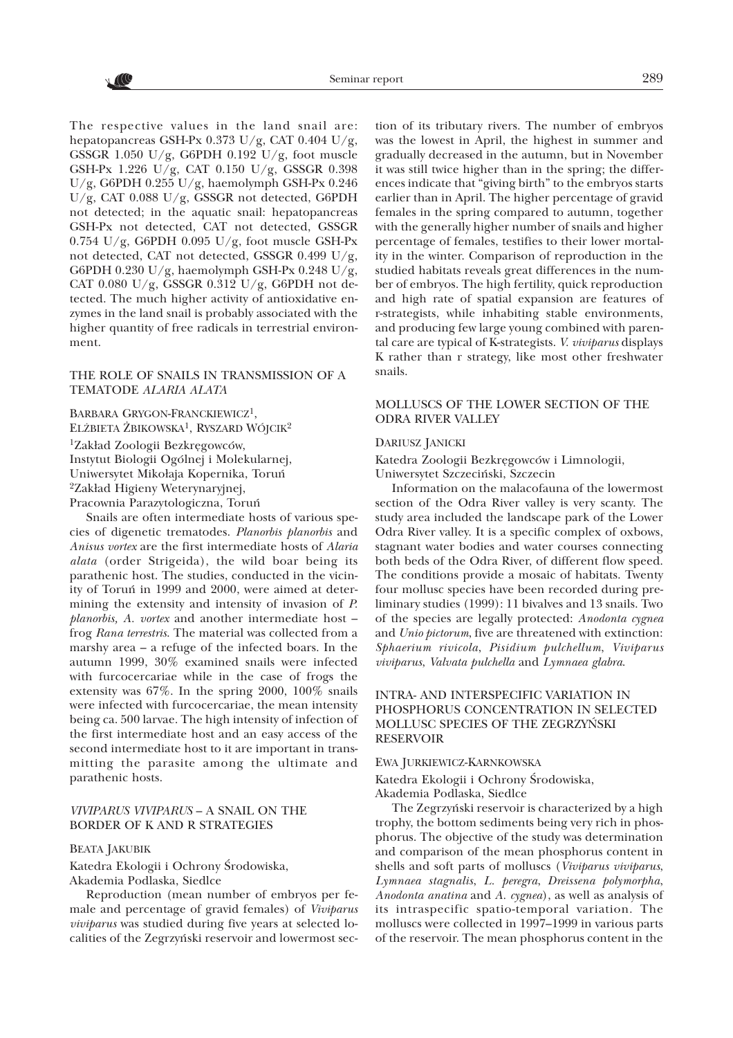The respective values in the land snail are: hepatopancreas GSH-Px 0.373 U/g, CAT 0.404 U/g, GSSGR 1.050 U/g, G6PDH 0.192 U/g, foot muscle GSH-Px 1.226 U/g, CAT 0.150 U/g, GSSGR 0.398 U/g, G6PDH 0.255 U/g, haemolymph GSH-Px 0.246 U/g, CAT 0.088 U/g, GSSGR not detected, G6PDH not detected; in the aquatic snail: hepatopancreas GSH-Px not detected, CAT not detected, GSSGR 0.754 U/g, G6PDH 0.095 U/g, foot muscle GSH-Px not detected, CAT not detected, GSSGR 0.499 U/g, G6PDH 0.230 U/g, haemolymph GSH-Px 0.248 U/g, CAT 0.080 U/g, GSSGR 0.312 U/g, G6PDH not detected. The much higher activity of antioxidative enzymes in the land snail is probably associated with the higher quantity of free radicals in terrestrial environment.

## THE ROLE OF SNAILS IN TRANSMISSION OF A TEMATODE *ALARIA ALATA*

Barbara Grygon-Franckiewicz[1], Elżbieta Żbikowska[1], Ryszard Wójcik[2]

[1]Zakład Zoologii Bezkręgowców, Instytut Biologii Ogólnej i Molekularnej, Uniwersytet Mikołaja Kopernika, Toruń
[2]Zakład Higieny Weterynaryjnej, Pracownia Parazytologiczna, Toruń

Snails are often intermediate hosts of various species of digenetic trematodes. *Planorbis planorbis* and *Anisus vortex* are the first intermediate hosts of *Alaria alata* (order Strigeida), the wild boar being its parathenic host. The studies, conducted in the vicinity of Toruń in 1999 and 2000, were aimed at determining the extensity and intensity of invasion of *P. planorbis, A. vortex* and another intermediate host – frog *Rana terrestris*. The material was collected from a marshy area – a refuge of the infected boars. In the autumn 1999, 30% examined snails were infected with furcocercariae while in the case of frogs the extensity was 67%. In the spring 2000, 100% snails were infected with furcocercariae, the mean intensity being ca. 500 larvae. The high intensity of infection of the first intermediate host and an easy access of the second intermediate host to it are important in transmitting the parasite among the ultimate and parathenic hosts.

## *VIVIPARUS VIVIPARUS* – A SNAIL ON THE BORDER OF K AND R STRATEGIES

Beata Jakubik

Katedra Ekologii i Ochrony Środowiska, Akademia Podlaska, Siedlce

Reproduction (mean number of embryos per female and percentage of gravid females) of *Viviparus viviparus* was studied during five years at selected localities of the Zegrzyński reservoir and lowermost section of its tributary rivers. The number of embryos was the lowest in April, the highest in summer and gradually decreased in the autumn, but in November it was still twice higher than in the spring; the differences indicate that "giving birth" to the embryos starts earlier than in April. The higher percentage of gravid females in the spring compared to autumn, together with the generally higher number of snails and higher percentage of females, testifies to their lower mortality in the winter. Comparison of reproduction in the studied habitats reveals great differences in the number of embryos. The high fertility, quick reproduction and high rate of spatial expansion are features of r-strategists, while inhabiting stable environments, and producing few large young combined with parental care are typical of K-strategists. *V. viviparus* displays K rather than r strategy, like most other freshwater snails.

## MOLLUSCS OF THE LOWER SECTION OF THE ODRA RIVER VALLEY

Dariusz Janicki

Katedra Zoologii Bezkręgowców i Limnologii, Uniwersytet Szczeciński, Szczecin

Information on the malacofauna of the lowermost section of the Odra River valley is very scanty. The study area included the landscape park of the Lower Odra River valley. It is a specific complex of oxbows, stagnant water bodies and water courses connecting both beds of the Odra River, of different flow speed. The conditions provide a mosaic of habitats. Twenty four mollusc species have been recorded during preliminary studies (1999): 11 bivalves and 13 snails. Two of the species are legally protected: *Anodonta cygnea* and *Unio pictorum*, five are threatened with extinction: *Sphaerium rivicola*, *Pisidium pulchellum*, *Viviparus viviparus*, *Valvata pulchella* and *Lymnaea glabra*.

## INTRA- AND INTERSPECIFIC VARIATION IN PHOSPHORUS CONCENTRATION IN SELECTED MOLLUSC SPECIES OF THE ZEGRZYŃSKI RESERVOIR

Ewa Jurkiewicz-Karnkowska

Katedra Ekologii i Ochrony Środowiska, Akademia Podlaska, Siedlce

The Zegrzyński reservoir is characterized by a high trophy, the bottom sediments being very rich in phosphorus. The objective of the study was determination and comparison of the mean phosphorus content in shells and soft parts of molluscs (*Viviparus viviparus*, *Lymnaea stagnalis*, *L. peregra*, *Dreissena polymorpha*, *Anodonta anatina* and *A. cygnea*), as well as analysis of its intraspecific spatio-temporal variation. The molluscs were collected in 1997–1999 in various parts of the reservoir. The mean phosphorus content in the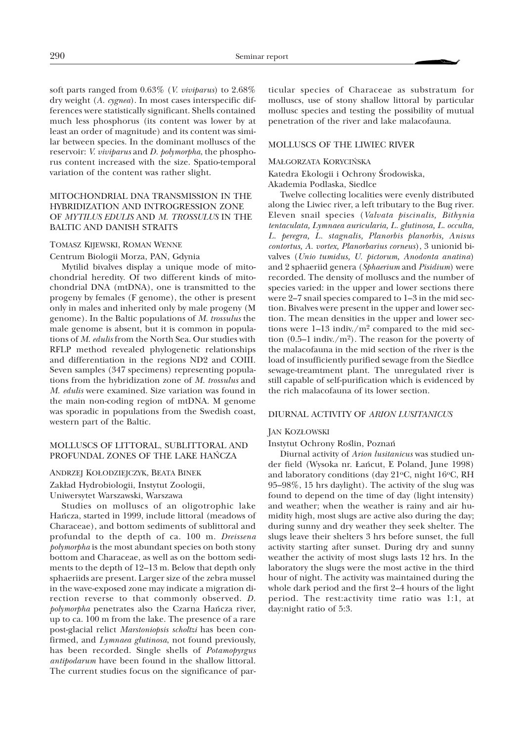soft parts ranged from 0.63% (*V. viviparus*) to 2.68% dry weight (*A. cygnea*). In most cases interspecific differences were statistically significant. Shells contained much less phosphorus (its content was lower by at least an order of magnitude) and its content was similar between species. In the dominant molluscs of the reservoir: *V. viviparus* and *D. polymorpha*, the phosphorus content increased with the size. Spatio-temporal variation of the content was rather slight.

## MITOCHONDRIAL DNA TRANSMISSION IN THE HYBRIDIZATION AND INTROGRESSION ZONE OF *MYTILUS EDULIS* AND *M. TROSSULUS* IN THE BALTIC AND DANISH STRAITS

TOMASZ KIJEWSKI, ROMAN WENNE

Centrum Biologii Morza, PAN, Gdynia

Mytilid bivalves display a unique mode of mitochondrial heredity. Of two different kinds of mitochondrial DNA (mtDNA), one is transmitted to the progeny by females (F genome), the other is present only in males and inherited only by male progeny (M genome). In the Baltic populations of *M. trossulus* the male genome is absent, but it is common in populations of *M. edulis* from the North Sea. Our studies with RFLP method revealed phylogenetic relationships and differentiation in the regions ND2 and COIII. Seven samples (347 specimens) representing populations from the hybridization zone of *M. trossulus* and *M. edulis* were examined. Size variation was found in the main non-coding region of mtDNA. M genome was sporadic in populations from the Swedish coast, western part of the Baltic.

## MOLLUSCS OF LITTORAL, SUBLITTORAL AND PROFUNDAL ZONES OF THE LAKE HAŃCZA

ANDRZEJ KOŁODZIEJCZYK, BEATA BINEK

Zakład Hydrobiologii, Instytut Zoologii, Uniwersytet Warszawski, Warszawa

Studies on molluscs of an oligotrophic lake Hańcza, started in 1999, include littoral (meadows of Characeae), and bottom sediments of sublittoral and profundal to the depth of ca. 100 m. *Dreissena polymorpha* is the most abundant species on both stony bottom and Characeae, as well as on the bottom sediments to the depth of 12–13 m. Below that depth only sphaeriids are present. Larger size of the zebra mussel in the wave-exposed zone may indicate a migration direction reverse to that commonly observed. *D. polymorpha* penetrates also the Czarna Hańcza river, up to ca. 100 m from the lake. The presence of a rare post-glacial relict *Marstoniopsis scholtzi* has been confirmed, and *Lymnaea glutinosa*, not found previously, has been recorded. Single shells of *Potamopyrgus antipodarum* have been found in the shallow littoral. The current studies focus on the significance of particular species of Characeae as substratum for molluscs, use of stony shallow littoral by particular mollusc species and testing the possibility of mutual penetration of the river and lake malacofauna.

## MOLLUSCS OF THE LIWIEC RIVER

MAŁGORZATA KORYCIŃSKA

Katedra Ekologii i Ochrony Środowiska, Akademia Podlaska, Siedlce

Twelve collecting localities were evenly distributed along the Liwiec river, a left tributary to the Bug river. Eleven snail species (*Valvata piscinalis, Bithynia tentaculata, Lymnaea auricularia, L. glutinosa, L. occulta, L. peregra, L. stagnalis, Planorbis planorbis, Anisus contortus, A. vortex, Planorbarius corneus*), 3 unionid bivalves (*Unio tumidus, U. pictorum, Anodonta anatina*) and 2 sphaeriid genera (*Sphaerium* and *Pisidium*) were recorded. The density of molluscs and the number of species varied: in the upper and lower sections there were 2–7 snail species compared to 1–3 in the mid section. Bivalves were present in the upper and lower section. The mean densities in the upper and lower sections were 1–13 indiv./m$^2$ compared to the mid section (0.5–1 indiv./m$^2$). The reason for the poverty of the malacofauna in the mid section of the river is the load of insufficiently purified sewage from the Siedlce sewage-treamtment plant. The unregulated river is still capable of self-purification which is evidenced by the rich malacofauna of its lower section.

## DIURNAL ACTIVITY OF *ARION LUSITANICUS*

JAN KOZŁOWSKI

Instytut Ochrony Roślin, Poznań

Diurnal activity of *Arion lusitanicus* was studied under field (Wysoka nr. Łańcut, E Poland, June 1998) and laboratory conditions (day 21$^o$C, night 16$^o$C, RH 95–98%, 15 hrs daylight). The activity of the slug was found to depend on the time of day (light intensity) and weather; when the weather is rainy and air humidity high, most slugs are active also during the day; during sunny and dry weather they seek shelter. The slugs leave their shelters 3 hrs before sunset, the full activity starting after sunset. During dry and sunny weather the activity of most slugs lasts 12 hrs. In the laboratory the slugs were the most active in the third hour of night. The activity was maintained during the whole dark period and the first 2–4 hours of the light period. The rest:activity time ratio was 1:1, at day:night ratio of 5:3.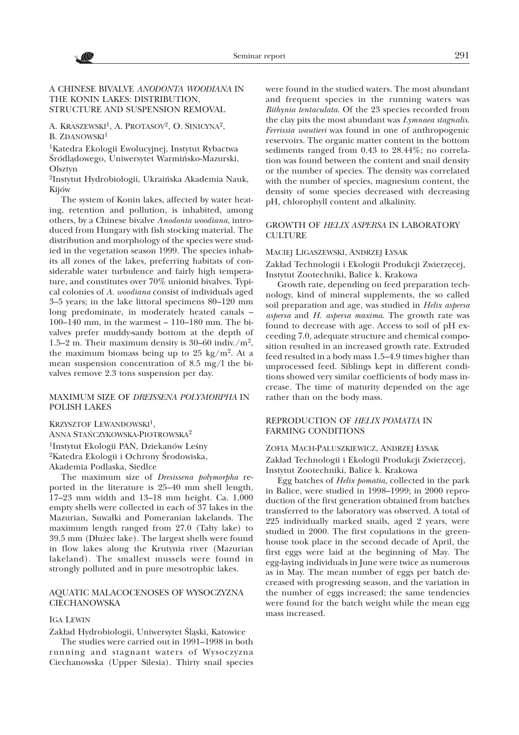## A CHINESE BIVALVE *ANODONTA WOODIANA* IN THE KONIN LAKES: DISTRIBUTION, STRUCTURE AND SUSPENSION REMOVAL

A. Kraszewski[1], A. Protasov[2], O. Sinicyna[2], B. Zdanowski[1]

[1]Katedra Ekologii Ewolucyjnej, Instytut Rybactwa Śródlądowego, Uniwersytet Warmińsko-Mazurski, Olsztyn

[2]Instytut Hydrobiologii, Ukraińska Akademia Nauk, Kijów

The system of Konin lakes, affected by water heating, retention and pollution, is inhabited, among others, by a Chinese bivalve *Anodonta woodiana*, introduced from Hungary with fish stocking material. The distribution and morphology of the species were studied in the vegetation season 1999. The species inhabits all zones of the lakes, preferring habitats of considerable water turbulence and fairly high temperature, and constitutes over 70% unionid bivalves. Typical colonies of *A. woodiana* consist of individuals aged 3–5 years; in the lake littoral specimens 80–120 mm long predominate, in moderately heated canals – 100–140 mm, in the warmest – 110–180 mm. The bivalves prefer muddy-sandy bottom at the depth of 1.5–2 m. Their maximum density is 30–60 indiv./$m^2$, the maximum biomass being up to 25 kg/$m^2$. At a mean suspension concentration of 8.5 mg/l the bivalves remove 2.3 tons suspension per day.

## MAXIMUM SIZE OF *DREISSENA POLYMORPHA* IN POLISH LAKES

Krzysztof Lewandowski[1], Anna Stańczykowska-Piotrowska[2]

[1]Instytut Ekologii PAN, Dziekanów Leśny

[2]Katedra Ekologii i Ochrony Środowiska, Akademia Podlaska, Siedlce

The maximum size of *Dresissena polymorpha* reported in the literature is 25–40 mm shell length, 17–23 mm width and 13–18 mm height. Ca. 1,000 empty shells were collected in each of 37 lakes in the Mazurian, Suwałki and Pomeranian lakelands. The maximum length ranged from 27.0 (Tałty lake) to 39.5 mm (Dłużec lake). The largest shells were found in flow lakes along the Krutynia river (Mazurian lakeland). The smallest mussels were found in strongly polluted and in pure mesotrophic lakes.

## AQUATIC MALACOCENOSES OF WYSOCZYZNA CIECHANOWSKA

Iga Lewin

Zakład Hydrobiologii, Uniwersytet Śląski, Katowice

The studies were carried out in 1991–1998 in both running and stagnant waters of Wysoczyzna Ciechanowska (Upper Silesia). Thirty snail species were found in the studied waters. The most abundant and frequent species in the running waters was *Bithynia tentaculata*. Of the 23 species recorded from the clay pits the most abundant was *Lymnaea stagnalis*. *Ferrissia wautieri* was found in one of anthropogenic reservoirs. The organic matter content in the bottom sediments ranged from 0.43 to 28.44%; no correlation was found between the content and snail density or the number of species. The density was correlated with the number of species, magnesium content, the density of some species decreased with decreasing pH, chlorophyll content and alkalinity.

## GROWTH OF *HELIX ASPERSA* IN LABORATORY CULTURE

Maciej Ligaszewski, Andrzej Łysak

Zakład Technologii i Ekologii Produkcji Zwierzęcej, Instytut Zootechniki, Balice k. Krakowa

Growth rate, depending on feed preparation technology, kind of mineral supplements, the so called soil preparation and age, was studied in *Helix aspersa aspersa* and *H. aspersa maxima*. The growth rate was found to decrease with age. Access to soil of pH exceeding 7.0, adequate structure and chemical composition resulted in an increased growth rate. Extruded feed resulted in a body mass 1.5–4.9 times higher than unprocessed feed. Siblings kept in different conditions showed very similar coefficients of body mass increase. The time of maturity depended on the age rather than on the body mass.

## REPRODUCTION OF *HELIX POMATIA* IN FARMING CONDITIONS

Zofia Mach-Paluszkiewicz, Andrzej Łysak

Zakład Technologii i Ekologii Produkcji Zwierzęcej, Instytut Zootechniki, Balice k. Krakowa

Egg batches of *Helix pomatia,* collected in the park in Balice, were studied in 1998–1999; in 2000 reproduction of the first generation obtained from batches transferred to the laboratory was observed. A total of 225 individually marked snails, aged 2 years, were studied in 2000. The first copulations in the greenhouse took place in the second decade of April, the first eggs were laid at the beginning of May. The egg-laying individuals in June were twice as numerous as in May. The mean number of eggs per batch decreased with progressing season, and the variation in the number of eggs increased; the same tendencies were found for the batch weight while the mean egg mass increased.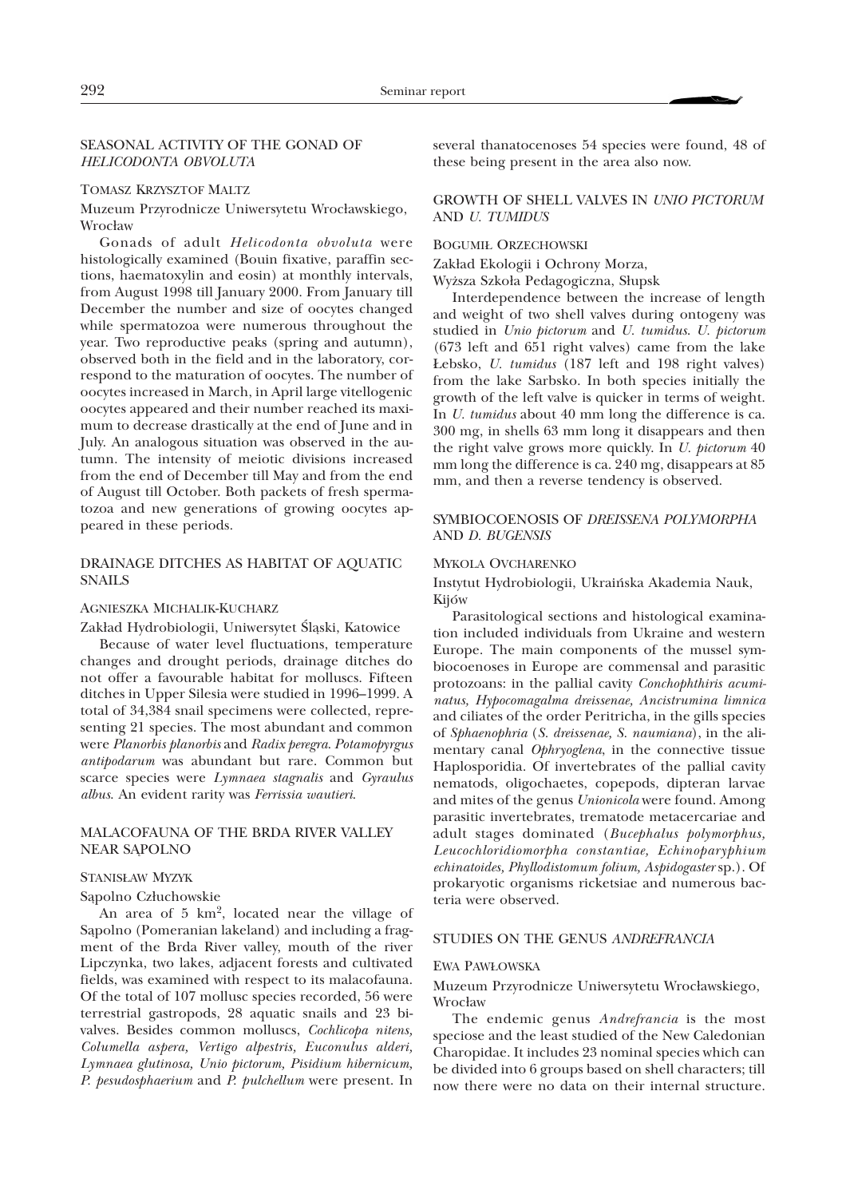## SEASONAL ACTIVITY OF THE GONAD OF *HELICODONTA OBVOLUTA*

TOMASZ KRZYSZTOF MALTZ

Muzeum Przyrodnicze Uniwersytetu Wrocławskiego, Wrocław

Gonads of adult *Helicodonta obvoluta* were histologically examined (Bouin fixative, paraffin sections, haematoxylin and eosin) at monthly intervals, from August 1998 till January 2000. From January till December the number and size of oocytes changed while spermatozoa were numerous throughout the year. Two reproductive peaks (spring and autumn), observed both in the field and in the laboratory, correspond to the maturation of oocytes. The number of oocytes increased in March, in April large vitellogenic oocytes appeared and their number reached its maximum to decrease drastically at the end of June and in July. An analogous situation was observed in the autumn. The intensity of meiotic divisions increased from the end of December till May and from the end of August till October. Both packets of fresh spermatozoa and new generations of growing oocytes appeared in these periods.

## DRAINAGE DITCHES AS HABITAT OF AQUATIC SNAILS

AGNIESZKA MICHALIK-KUCHARZ

Zakład Hydrobiologii, Uniwersytet Śląski, Katowice

Because of water level fluctuations, temperature changes and drought periods, drainage ditches do not offer a favourable habitat for molluscs. Fifteen ditches in Upper Silesia were studied in 1996–1999. A total of 34,384 snail specimens were collected, representing 21 species. The most abundant and common were *Planorbis planorbis* and *Radix peregra*. *Potamopyrgus antipodarum* was abundant but rare. Common but scarce species were *Lymnaea stagnalis* and *Gyraulus albus*. An evident rarity was *Ferrissia wautieri*.

## MALACOFAUNA OF THE BRDA RIVER VALLEY NEAR SĄPOLNO

STANISŁAW MYZYK

Sąpolno Człuchowskie

An area of 5 km$^2$, located near the village of Sąpolno (Pomeranian lakeland) and including a fragment of the Brda River valley, mouth of the river Lipczynka, two lakes, adjacent forests and cultivated fields, was examined with respect to its malacofauna. Of the total of 107 mollusc species recorded, 56 were terrestrial gastropods, 28 aquatic snails and 23 bivalves. Besides common molluscs, *Cochlicopa nitens, Columella aspera, Vertigo alpestris, Euconulus alderi, Lymnaea glutinosa, Unio pictorum, Pisidium hibernicum, P. pesudosphaerium* and *P. pulchellum* were present. In several thanatocenoses 54 species were found, 48 of these being present in the area also now.

## GROWTH OF SHELL VALVES IN *UNIO PICTORUM* AND *U. TUMIDUS*

BOGUMIŁ ORZECHOWSKI

Zakład Ekologii i Ochrony Morza,
Wyższa Szkoła Pedagogiczna, Słupsk

Interdependence between the increase of length and weight of two shell valves during ontogeny was studied in *Unio pictorum* and *U. tumidus*. *U. pictorum* (673 left and 651 right valves) came from the lake Łebsko, *U. tumidus* (187 left and 198 right valves) from the lake Sarbsko. In both species initially the growth of the left valve is quicker in terms of weight. In *U. tumidus* about 40 mm long the difference is ca. 300 mg, in shells 63 mm long it disappears and then the right valve grows more quickly. In *U. pictorum* 40 mm long the difference is ca. 240 mg, disappears at 85 mm, and then a reverse tendency is observed.

## SYMBIOCOENOSIS OF *DREISSENA POLYMORPHA* AND *D. BUGENSIS*

MYKOLA OVCHARENKO

Instytut Hydrobiologii, Ukraińska Akademia Nauk, Kijów

Parasitological sections and histological examination included individuals from Ukraine and western Europe. The main components of the mussel symbiocoenoses in Europe are commensal and parasitic protozoans: in the pallial cavity *Conchophthiris acuminatus, Hypocomagalma dreissenae, Ancistrumina limnica* and ciliates of the order Peritricha, in the gills species of *Sphaenophria* (*S. dreissenae, S. naumiana*), in the alimentary canal *Ophryoglena*, in the connective tissue Haplosporidia. Of invertebrates of the pallial cavity nematods, oligochaetes, copepods, dipteran larvae and mites of the genus *Unionicola* were found. Among parasitic invertebrates, trematode metacercariae and adult stages dominated (*Bucephalus polymorphus, Leucochloridiomorpha constantiae, Echinoparyphium echinatoides, Phyllodistomum folium, Aspidogaster* sp.). Of prokaryotic organisms ricketsiae and numerous bacteria were observed.

## STUDIES ON THE GENUS *ANDREFRANCIA*

EWA PAWŁOWSKA

Muzeum Przyrodnicze Uniwersytetu Wrocławskiego, Wrocław

The endemic genus *Andrefrancia* is the most speciose and the least studied of the New Caledonian Charopidae. It includes 23 nominal species which can be divided into 6 groups based on shell characters; till now there were no data on their internal structure.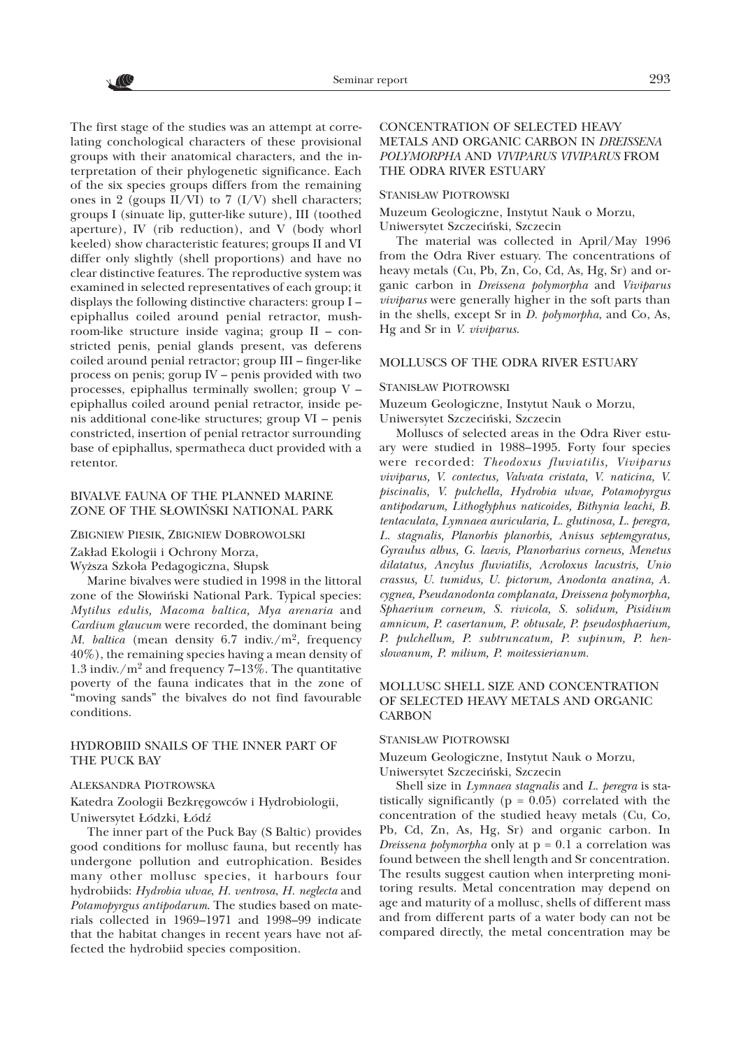The first stage of the studies was an attempt at correlating conchological characters of these provisional groups with their anatomical characters, and the interpretation of their phylogenetic significance. Each of the six species groups differs from the remaining ones in 2 (goups II/VI) to 7 (I/V) shell characters; groups I (sinuate lip, gutter-like suture), III (toothed aperture), IV (rib reduction), and V (body whorl keeled) show characteristic features; groups II and VI differ only slightly (shell proportions) and have no clear distinctive features. The reproductive system was examined in selected representatives of each group; it displays the following distinctive characters: group I – epiphallus coiled around penial retractor, mushroom-like structure inside vagina; group II – constricted penis, penial glands present, vas deferens coiled around penial retractor; group III – finger-like process on penis; gorup IV – penis provided with two processes, epiphallus terminally swollen; group V – epiphallus coiled around penial retractor, inside penis additional cone-like structures; group VI – penis constricted, insertion of penial retractor surrounding base of epiphallus, spermatheca duct provided with a retentor.

## BIVALVE FAUNA OF THE PLANNED MARINE ZONE OF THE SŁOWIŃSKI NATIONAL PARK

ZBIGNIEW PIESIK, ZBIGNIEW DOBROWOLSKI

Zakład Ekologii i Ochrony Morza,
Wyższa Szkoła Pedagogiczna, Słupsk

Marine bivalves were studied in 1998 in the littoral zone of the Słowiński National Park. Typical species: *Mytilus edulis, Macoma baltica, Mya arenaria* and *Cardium glaucum* were recorded, the dominant being *M. baltica* (mean density 6.7 indiv./m$^2$, frequency 40%), the remaining species having a mean density of 1.3 indiv./m$^2$ and frequency 7–13%. The quantitative poverty of the fauna indicates that in the zone of "moving sands" the bivalves do not find favourable conditions.

## HYDROBIID SNAILS OF THE INNER PART OF THE PUCK BAY

ALEKSANDRA PIOTROWSKA

Katedra Zoologii Bezkręgowców i Hydrobiologii,
Uniwersytet Łódzki, Łódź

The inner part of the Puck Bay (S Baltic) provides good conditions for mollusc fauna, but recently has undergone pollution and eutrophication. Besides many other mollusc species, it harbours four hydrobiids: *Hydrobia ulvae*, *H. ventrosa*, *H. neglecta* and *Potamopyrgus antipodarum*. The studies based on materials collected in 1969–1971 and 1998–99 indicate that the habitat changes in recent years have not affected the hydrobiid species composition.

## CONCENTRATION OF SELECTED HEAVY METALS AND ORGANIC CARBON IN *DREISSENA POLYMORPHA* AND *VIVIPARUS VIVIPARUS* FROM THE ODRA RIVER ESTUARY

STANISŁAW PIOTROWSKI

Muzeum Geologiczne, Instytut Nauk o Morzu,
Uniwersytet Szczeciński, Szczecin

The material was collected in April/May 1996 from the Odra River estuary. The concentrations of heavy metals (Cu, Pb, Zn, Co, Cd, As, Hg, Sr) and organic carbon in *Dreissena polymorpha* and *Viviparus viviparus* were generally higher in the soft parts than in the shells, except Sr in *D. polymorpha*, and Co, As, Hg and Sr in *V. viviparus*.

## MOLLUSCS OF THE ODRA RIVER ESTUARY

STANISŁAW PIOTROWSKI

Muzeum Geologiczne, Instytut Nauk o Morzu,
Uniwersytet Szczeciński, Szczecin

Molluscs of selected areas in the Odra River estuary were studied in 1988–1995. Forty four species were recorded: *Theodoxus fluviatilis, Viviparus viviparus, V. contectus, Valvata cristata, V. naticina, V. piscinalis, V. pulchella, Hydrobia ulvae, Potamopyrgus antipodarum, Lithoglyphus naticoides, Bithynia leachi, B. tentaculata, Lymnaea auricularia, L. glutinosa, L. peregra, L. stagnalis, Planorbis planorbis, Anisus septemgyratus, Gyraulus albus, G. laevis, Planorbarius corneus, Menetus dilatatus, Ancylus fluviatilis, Acroloxus lacustris, Unio crassus, U. tumidus, U. pictorum, Anodonta anatina, A. cygnea, Pseudanodonta complanata, Dreissena polymorpha, Sphaerium corneum, S. rivicola, S. solidum, Pisidium amnicum, P. casertanum, P. obtusale, P. pseudosphaerium, P. pulchellum, P. subtruncatum, P. supinum, P. henslowanum, P. milium, P. moitessierianum.*

## MOLLUSC SHELL SIZE AND CONCENTRATION OF SELECTED HEAVY METALS AND ORGANIC CARBON

STANISŁAW PIOTROWSKI

Muzeum Geologiczne, Instytut Nauk o Morzu,
Uniwersytet Szczeciński, Szczecin

Shell size in *Lymnaea stagnalis* and *L. peregra* is statistically significantly ($p = 0.05$) correlated with the concentration of the studied heavy metals (Cu, Co, Pb, Cd, Zn, As, Hg, Sr) and organic carbon. In *Dreissena polymorpha* only at $p = 0.1$ a correlation was found between the shell length and Sr concentration. The results suggest caution when interpreting monitoring results. Metal concentration may depend on age and maturity of a mollusc, shells of different mass and from different parts of a water body can not be compared directly, the metal concentration may be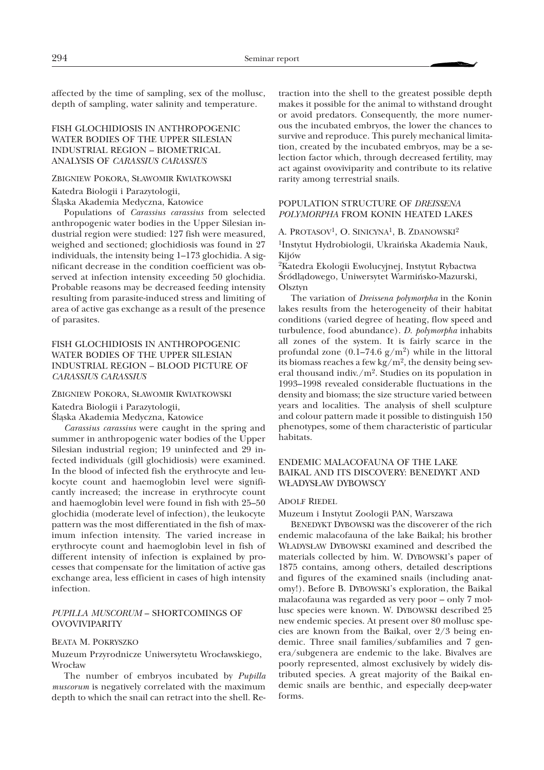affected by the time of sampling, sex of the mollusc, depth of sampling, water salinity and temperature.

## FISH GLOCHIDIOSIS IN ANTHROPOGENIC WATER BODIES OF THE UPPER SILESIAN INDUSTRIAL REGION – BIOMETRICAL ANALYSIS OF *CARASSIUS CARASSIUS*

ZBIGNIEW POKORA, SŁAWOMIR KWIATKOWSKI

Katedra Biologii i Parazytologii,
Śląska Akademia Medyczna, Katowice

Populations of *Carassius carassius* from selected anthropogenic water bodies in the Upper Silesian industrial region were studied: 127 fish were measured, weighed and sectioned; glochidiosis was found in 27 individuals, the intensity being 1–173 glochidia. A significant decrease in the condition coefficient was observed at infection intensity exceeding 50 glochidia. Probable reasons may be decreased feeding intensity resulting from parasite-induced stress and limiting of area of active gas exchange as a result of the presence of parasites.

## FISH GLOCHIDIOSIS IN ANTHROPOGENIC WATER BODIES OF THE UPPER SILESIAN INDUSTRIAL REGION – BLOOD PICTURE OF *CARASSIUS CARASSIUS*

ZBIGNIEW POKORA, SŁAWOMIR KWIATKOWSKI

Katedra Biologii i Parazytologii,
Śląska Akademia Medyczna, Katowice

*Carassius carassius* were caught in the spring and summer in anthropogenic water bodies of the Upper Silesian industrial region; 19 uninfected and 29 infected individuals (gill glochidiosis) were examined. In the blood of infected fish the erythrocyte and leukocyte count and haemoglobin level were significantly increased; the increase in erythrocyte count and haemoglobin level were found in fish with 25–50 glochidia (moderate level of infection), the leukocyte pattern was the most differentiated in the fish of maximum infection intensity. The varied increase in erythrocyte count and haemoglobin level in fish of different intensity of infection is explained by processes that compensate for the limitation of active gas exchange area, less efficient in cases of high intensity infection.

## *PUPILLA MUSCORUM* – SHORTCOMINGS OF OVOVIVIPARITY

BEATA M. POKRYSZKO

Muzeum Przyrodnicze Uniwersytetu Wrocławskiego, Wrocław

The number of embryos incubated by *Pupilla muscorum* is negatively correlated with the maximum depth to which the snail can retract into the shell. Retraction into the shell to the greatest possible depth makes it possible for the animal to withstand drought or avoid predators. Consequently, the more numerous the incubated embryos, the lower the chances to survive and reproduce. This purely mechanical limitation, created by the incubated embryos, may be a selection factor which, through decreased fertility, may act against ovoviviparity and contribute to its relative rarity among terrestrial snails.

## POPULATION STRUCTURE OF *DREISSENA POLYMORPHA* FROM KONIN HEATED LAKES

A. PROTASOV[1], O. SINICYNA[1], B. ZDANOWSKI[2]

[1]Instytut Hydrobiologii, Ukraińska Akademia Nauk, Kijów

[2]Katedra Ekologii Ewolucyjnej, Instytut Rybactwa Śródlądowego, Uniwersytet Warmińsko-Mazurski, Olsztyn

The variation of *Dreissena polymorpha* in the Konin lakes results from the heterogeneity of their habitat conditions (varied degree of heating, flow speed and turbulence, food abundance). *D. polymorpha* inhabits all zones of the system. It is fairly scarce in the profundal zone (0.1–74.6 g/m$^2$) while in the littoral its biomass reaches a few kg/m$^2$, the density being several thousand indiv./m$^2$. Studies on its population in 1993–1998 revealed considerable fluctuations in the density and biomass; the size structure varied between years and localities. The analysis of shell sculpture and colour pattern made it possible to distinguish 150 phenotypes, some of them characteristic of particular habitats.

## ENDEMIC MALACOFAUNA OF THE LAKE BAIKAL AND ITS DISCOVERY: BENEDYKT AND WŁADYSŁAW DYBOWSCY

ADOLF RIEDEL

Muzeum i Instytut Zoologii PAN, Warszawa

BENEDYKT DYBOWSKI was the discoverer of the rich endemic malacofauna of the lake Baikal; his brother WŁADYSŁAW DYBOWSKI examined and described the materials collected by him. W. DYBOWSKI's paper of 1875 contains, among others, detailed descriptions and figures of the examined snails (including anatomy!). Before B. DYBOWSKI's exploration, the Baikal malacofauna was regarded as very poor – only 7 mollusc species were known. W. DYBOWSKI described 25 new endemic species. At present over 80 mollusc species are known from the Baikal, over 2/3 being endemic. Three snail families/subfamilies and 7 genera/subgenera are endemic to the lake. Bivalves are poorly represented, almost exclusively by widely distributed species. A great majority of the Baikal endemic snails are benthic, and especially deep-water forms.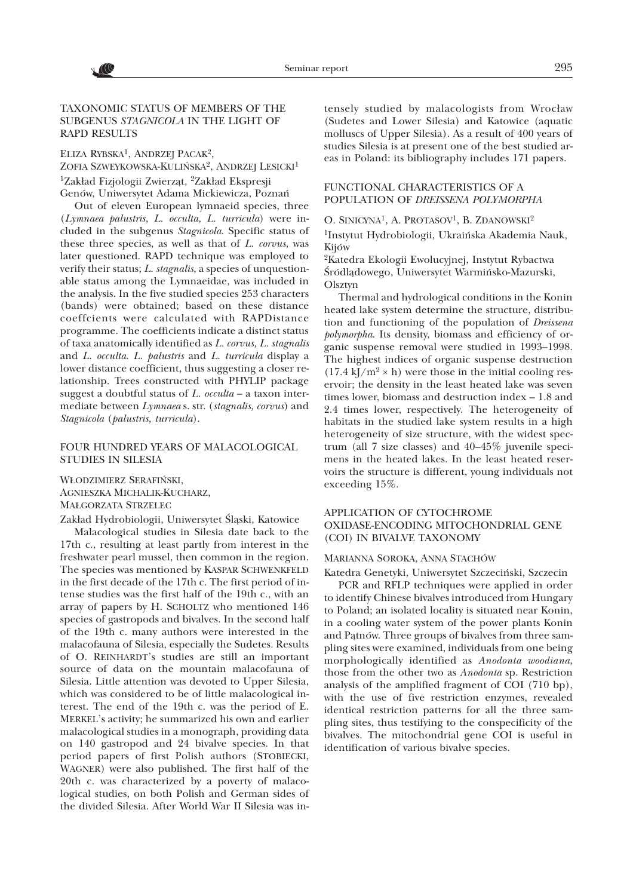## TAXONOMIC STATUS OF MEMBERS OF THE SUBGENUS *STAGNICOLA* IN THE LIGHT OF RAPD RESULTS

ELIZA RYBSKA[1], ANDRZEJ PACAK[2], ZOFIA SZWEYKOWSKA-KULIŃSKA[2], ANDRZEJ LESICKI[1]

[1]Zakład Fizjologii Zwierząt, [2]Zakład Ekspresji Genów, Uniwersytet Adama Mickiewicza, Poznań

Out of eleven European lymnaeid species, three (*Lymnaea palustris, L. occulta, L. turricula*) were included in the subgenus *Stagnicola*. Specific status of these three species, as well as that of *L. corvus*, was later questioned. RAPD technique was employed to verify their status; *L. stagnalis*, a species of unquestionable status among the Lymnaeidae, was included in the analysis. In the five studied species 253 characters (bands) were obtained; based on these distance coeffcients were calculated with RAPDistance programme. The coefficients indicate a distinct status of taxa anatomically identified as *L. corvus, L. stagnalis* and *L. occulta*. *L. palustris* and *L. turricula* display a lower distance coefficient, thus suggesting a closer relationship. Trees constructed with PHYLIP package suggest a doubtful status of *L. occulta* – a taxon intermediate between *Lymnaea* s. str. (*stagnalis, corvus*) and *Stagnicola* (*palustris, turricula*).

## FOUR HUNDRED YEARS OF MALACOLOGICAL STUDIES IN SILESIA

WŁODZIMIERZ SERAFIŃSKI, AGNIESZKA MICHALIK-KUCHARZ, MAŁGORZATA STRZELEC

Zakład Hydrobiologii, Uniwersytet Śląski, Katowice

Malacological studies in Silesia date back to the 17th c., resulting at least partly from interest in the freshwater pearl mussel, then common in the region. The species was mentioned by KASPAR SCHWENKFELD in the first decade of the 17th c. The first period of intense studies was the first half of the 19th c., with an array of papers by H. SCHOLTZ who mentioned 146 species of gastropods and bivalves. In the second half of the 19th c. many authors were interested in the malacofauna of Silesia, especially the Sudetes. Results of O. REINHARDT's studies are still an important source of data on the mountain malacofauna of Silesia. Little attention was devoted to Upper Silesia, which was considered to be of little malacological interest. The end of the 19th c. was the period of E. MERKEL's activity; he summarized his own and earlier malacological studies in a monograph, providing data on 140 gastropod and 24 bivalve species. In that period papers of first Polish authors (STOBIECKI, WAGNER) were also published. The first half of the 20th c. was characterized by a poverty of malacological studies, on both Polish and German sides of the divided Silesia. After World War II Silesia was intensely studied by malacologists from Wrocław (Sudetes and Lower Silesia) and Katowice (aquatic molluscs of Upper Silesia). As a result of 400 years of studies Silesia is at present one of the best studied areas in Poland: its bibliography includes 171 papers.

## FUNCTIONAL CHARACTERISTICS OF A POPULATION OF *DREISSENA POLYMORPHA*

O. SINICYNA[1], A. PROTASOV[1], B. ZDANOWSKI[2]

[1]Instytut Hydrobiologii, Ukraińska Akademia Nauk, Kijów

[2]Katedra Ekologii Ewolucyjnej, Instytut Rybactwa Śródlądowego, Uniwersytet Warmińsko-Mazurski, Olsztyn

Thermal and hydrological conditions in the Konin heated lake system determine the structure, distribution and functioning of the population of *Dreissena polymorpha*. Its density, biomass and efficiency of organic suspense removal were studied in 1993–1998. The highest indices of organic suspense destruction ($17.4\ kJ/m^2 \times h$) were those in the initial cooling reservoir; the density in the least heated lake was seven times lower, biomass and destruction index – 1.8 and 2.4 times lower, respectively. The heterogeneity of habitats in the studied lake system results in a high heterogeneity of size structure, with the widest spectrum (all 7 size classes) and 40–45% juvenile specimens in the heated lakes. In the least heated reservoirs the structure is different, young individuals not exceeding 15%.

## APPLICATION OF CYTOCHROME OXIDASE-ENCODING MITOCHONDRIAL GENE (COI) IN BIVALVE TAXONOMY

MARIANNA SOROKA, ANNA STACHÓW

Katedra Genetyki, Uniwersytet Szczeciński, Szczecin

PCR and RFLP techniques were applied in order to identify Chinese bivalves introduced from Hungary to Poland; an isolated locality is situated near Konin, in a cooling water system of the power plants Konin and Pątnów. Three groups of bivalves from three sampling sites were examined, individuals from one being morphologically identified as *Anodonta woodiana*, those from the other two as *Anodonta* sp. Restriction analysis of the amplified fragment of COI (710 bp), with the use of five restriction enzymes, revealed identical restriction patterns for all the three sampling sites, thus testifying to the conspecificity of the bivalves. The mitochondrial gene COI is useful in identification of various bivalve species.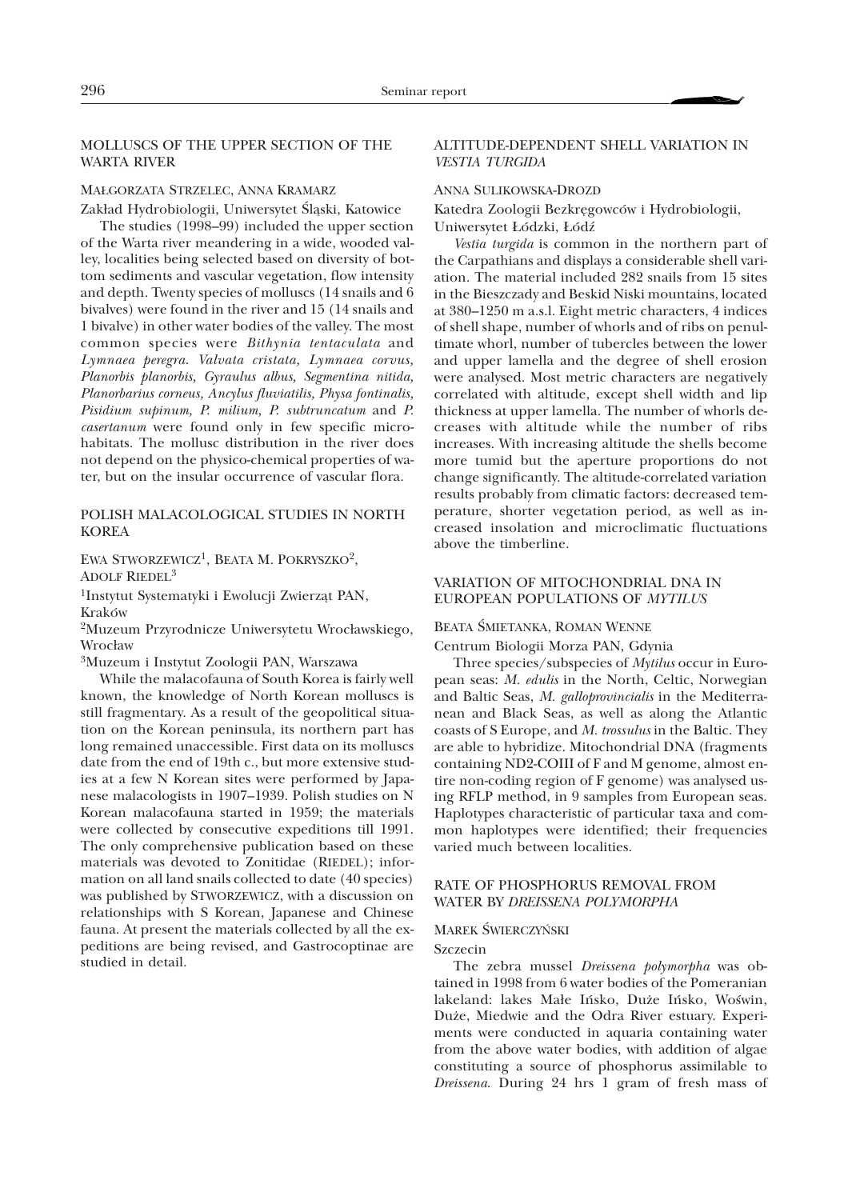## MOLLUSCS OF THE UPPER SECTION OF THE WARTA RIVER

MAŁGORZATA STRZELEC, ANNA KRAMARZ

Zakład Hydrobiologii, Uniwersytet Śląski, Katowice

The studies (1998–99) included the upper section of the Warta river meandering in a wide, wooded valley, localities being selected based on diversity of bottom sediments and vascular vegetation, flow intensity and depth. Twenty species of molluscs (14 snails and 6 bivalves) were found in the river and 15 (14 snails and 1 bivalve) in other water bodies of the valley. The most common species were *Bithynia tentaculata* and *Lymnaea peregra*. *Valvata cristata, Lymnaea corvus, Planorbis planorbis, Gyraulus albus, Segmentina nitida, Planorbarius corneus, Ancylus fluviatilis, Physa fontinalis, Pisidium supinum, P. milium, P. subtruncatum* and *P. casertanum* were found only in few specific microhabitats. The mollusc distribution in the river does not depend on the physico-chemical properties of water, but on the insular occurrence of vascular flora.

## POLISH MALACOLOGICAL STUDIES IN NORTH KOREA

EWA STWORZEWICZ[1], BEATA M. POKRYSZKO[2], ADOLF RIEDEL[3]

[1]Instytut Systematyki i Ewolucji Zwierząt PAN, Kraków

[2]Muzeum Przyrodnicze Uniwersytetu Wrocławskiego, Wrocław

[3]Muzeum i Instytut Zoologii PAN, Warszawa

While the malacofauna of South Korea is fairly well known, the knowledge of North Korean molluscs is still fragmentary. As a result of the geopolitical situation on the Korean peninsula, its northern part has long remained unaccessible. First data on its molluscs date from the end of 19th c., but more extensive studies at a few N Korean sites were performed by Japanese malacologists in 1907–1939. Polish studies on N Korean malacofauna started in 1959; the materials were collected by consecutive expeditions till 1991. The only comprehensive publication based on these materials was devoted to Zonitidae (RIEDEL); information on all land snails collected to date (40 species) was published by STWORZEWICZ, with a discussion on relationships with S Korean, Japanese and Chinese fauna. At present the materials collected by all the expeditions are being revised, and Gastrocoptinae are studied in detail.

## ALTITUDE-DEPENDENT SHELL VARIATION IN *VESTIA TURGIDA*

ANNA SULIKOWSKA-DROZD

Katedra Zoologii Bezkręgowców i Hydrobiologii, Uniwersytet Łódzki, Łódź

*Vestia turgida* is common in the northern part of the Carpathians and displays a considerable shell variation. The material included 282 snails from 15 sites in the Bieszczady and Beskid Niski mountains, located at 380–1250 m a.s.l. Eight metric characters, 4 indices of shell shape, number of whorls and of ribs on penultimate whorl, number of tubercles between the lower and upper lamella and the degree of shell erosion were analysed. Most metric characters are negatively correlated with altitude, except shell width and lip thickness at upper lamella. The number of whorls decreases with altitude while the number of ribs increases. With increasing altitude the shells become more tumid but the aperture proportions do not change significantly. The altitude-correlated variation results probably from climatic factors: decreased temperature, shorter vegetation period, as well as increased insolation and microclimatic fluctuations above the timberline.

## VARIATION OF MITOCHONDRIAL DNA IN EUROPEAN POPULATIONS OF *MYTILUS*

BEATA ŚMIETANKA, ROMAN WENNE

Centrum Biologii Morza PAN, Gdynia

Three species/subspecies of *Mytilus* occur in European seas: *M. edulis* in the North, Celtic, Norwegian and Baltic Seas, *M. galloprovincialis* in the Mediterranean and Black Seas, as well as along the Atlantic coasts of S Europe, and *M. trossulus* in the Baltic. They are able to hybridize. Mitochondrial DNA (fragments containing ND2-COIII of F and M genome, almost entire non-coding region of F genome) was analysed using RFLP method, in 9 samples from European seas. Haplotypes characteristic of particular taxa and common haplotypes were identified; their frequencies varied much between localities.

## RATE OF PHOSPHORUS REMOVAL FROM WATER BY *DREISSENA POLYMORPHA*

MAREK ŚWIERCZYŃSKI

Szczecin

The zebra mussel *Dreissena polymorpha* was obtained in 1998 from 6 water bodies of the Pomeranian lakeland: lakes Małe Ińsko, Duże Ińsko, Woświn, Duże, Miedwie and the Odra River estuary. Experiments were conducted in aquaria containing water from the above water bodies, with addition of algae constituting a source of phosphorus assimilable to *Dreissena*. During 24 hrs 1 gram of fresh mass of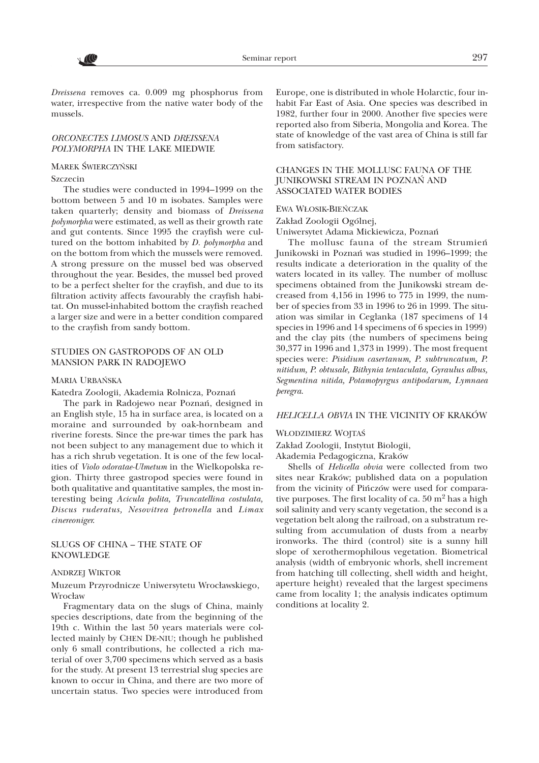*Dreissena* removes ca. 0.009 mg phosphorus from water, irrespective from the native water body of the mussels.

## *ORCONECTES LIMOSUS* AND *DREISSENA POLYMORPHA* IN THE LAKE MIEDWIE

MAREK ŚWIERCZYŃSKI

Szczecin

The studies were conducted in 1994–1999 on the bottom between 5 and 10 m isobates. Samples were taken quarterly; density and biomass of *Dreissena polymorpha* were estimated, as well as their growth rate and gut contents. Since 1995 the crayfish were cultured on the bottom inhabited by *D. polymorpha* and on the bottom from which the mussels were removed. A strong pressure on the mussel bed was observed throughout the year. Besides, the mussel bed proved to be a perfect shelter for the crayfish, and due to its filtration activity affects favourably the crayfish habitat. On mussel-inhabited bottom the crayfish reached a larger size and were in a better condition compared to the crayfish from sandy bottom.

## STUDIES ON GASTROPODS OF AN OLD MANSION PARK IN RADOJEWO

MARIA URBAŃSKA

Katedra Zoologii, Akademia Rolnicza, Poznań

The park in Radojewo near Poznań, designed in an English style, 15 ha in surface area, is located on a moraine and surrounded by oak-hornbeam and riverine forests. Since the pre-war times the park has not been subject to any management due to which it has a rich shrub vegetation. It is one of the few localities of *Violo odoratae-Ulmetum* in the Wielkopolska region. Thirty three gastropod species were found in both qualitative and quantitative samples, the most interesting being *Acicula polita, Truncatellina costulata, Discus ruderatus, Nesovitrea petronella* and *Limax cinereoniger*.

## SLUGS OF CHINA – THE STATE OF KNOWLEDGE

ANDRZEJ WIKTOR

Muzeum Przyrodnicze Uniwersytetu Wrocławskiego, Wrocław

Fragmentary data on the slugs of China, mainly species descriptions, date from the beginning of the 19th c. Within the last 50 years materials were collected mainly by CHEN DE-NIU; though he published only 6 small contributions, he collected a rich material of over 3,700 specimens which served as a basis for the study. At present 13 terrestrial slug species are known to occur in China, and there are two more of uncertain status. Two species were introduced from Europe, one is distributed in whole Holarctic, four inhabit Far East of Asia. One species was described in 1982, further four in 2000. Another five species were reported also from Siberia, Mongolia and Korea. The state of knowledge of the vast area of China is still far from satisfactory.

## CHANGES IN THE MOLLUSC FAUNA OF THE JUNIKOWSKI STREAM IN POZNAŃ AND ASSOCIATED WATER BODIES

EWA WŁOSIK-BIEŃCZAK

Zakład Zoologii Ogólnej,

Uniwersytet Adama Mickiewicza, Poznań

The mollusc fauna of the stream Strumień Junikowski in Poznań was studied in 1996–1999; the results indicate a deterioration in the quality of the waters located in its valley. The number of mollusc specimens obtained from the Junikowski stream decreased from 4,156 in 1996 to 775 in 1999, the number of species from 33 in 1996 to 26 in 1999. The situation was similar in Ceglanka (187 specimens of 14 species in 1996 and 14 specimens of 6 species in 1999) and the clay pits (the numbers of specimens being 30,377 in 1996 and 1,373 in 1999). The most frequent species were: *Pisidium casertanum, P. subtruncatum, P. nitidum, P. obtusale, Bithynia tentaculata, Gyraulus albus, Segmentina nitida, Potamopyrgus antipodarum, Lymnaea peregra*.

## *HELICELLA OBVIA* IN THE VICINITY OF KRAKÓW

WŁODZIMIERZ WOJTAŚ

Zakład Zoologii, Instytut Biologii,

Akademia Pedagogiczna, Kraków

Shells of *Helicella obvia* were collected from two sites near Kraków; published data on a population from the vicinity of Pińczów were used for comparative purposes. The first locality of ca. 50 m$^2$ has a high soil salinity and very scanty vegetation, the second is a vegetation belt along the railroad, on a substratum resulting from accumulation of dusts from a nearby ironworks. The third (control) site is a sunny hill slope of xerothermophilous vegetation. Biometrical analysis (width of embryonic whorls, shell increment from hatching till collecting, shell width and height, aperture height) revealed that the largest specimens came from locality 1; the analysis indicates optimum conditions at locality 2.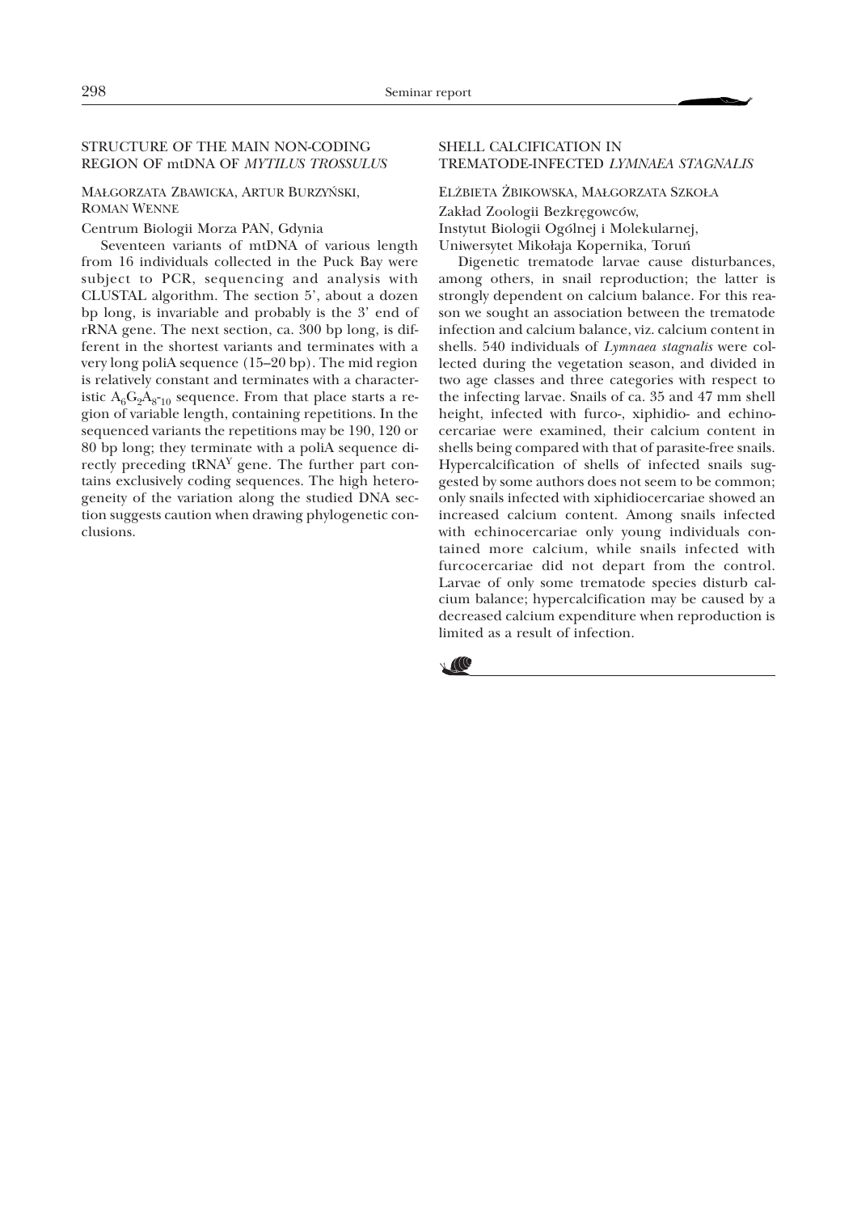## STRUCTURE OF THE MAIN NON-CODING REGION OF mtDNA OF *MYTILUS TROSSULUS*

MAŁGORZATA ZBAWICKA, ARTUR BURZYŃSKI, ROMAN WENNE

Centrum Biologii Morza PAN, Gdynia

Seventeen variants of mtDNA of various length from 16 individuals collected in the Puck Bay were subject to PCR, sequencing and analysis with CLUSTAL algorithm. The section 5', about a dozen bp long, is invariable and probably is the 3' end of rRNA gene. The next section, ca. 300 bp long, is different in the shortest variants and terminates with a very long poliA sequence (15–20 bp). The mid region is relatively constant and terminates with a characteristic $A_6G_2A_{8}$-$_{10}$ sequence. From that place starts a region of variable length, containing repetitions. In the sequenced variants the repetitions may be 190, 120 or 80 bp long; they terminate with a poliA sequence directly preceding $tRNA^Y$ gene. The further part contains exclusively coding sequences. The high heterogeneity of the variation along the studied DNA section suggests caution when drawing phylogenetic conclusions.

## SHELL CALCIFICATION IN TREMATODE-INFECTED *LYMNAEA STAGNALIS*

ELŻBIETA ŻBIKOWSKA, MAŁGORZATA SZKOŁA

Zakład Zoologii Bezkręgowców,
Instytut Biologii Ogólnej i Molekularnej,
Uniwersytet Mikołaja Kopernika, Toruń

Digenetic trematode larvae cause disturbances, among others, in snail reproduction; the latter is strongly dependent on calcium balance. For this reason we sought an association between the trematode infection and calcium balance, viz. calcium content in shells. 540 individuals of *Lymnaea stagnalis* were collected during the vegetation season, and divided in two age classes and three categories with respect to the infecting larvae. Snails of ca. 35 and 47 mm shell height, infected with furco-, xiphidio- and echinocercariae were examined, their calcium content in shells being compared with that of parasite-free snails. Hypercalcification of shells of infected snails suggested by some authors does not seem to be common; only snails infected with xiphidiocercariae showed an increased calcium content. Among snails infected with echinocercariae only young individuals contained more calcium, while snails infected with furcocercariae did not depart from the control. Larvae of only some trematode species disturb calcium balance; hypercalcification may be caused by a decreased calcium expenditure when reproduction is limited as a result of infection.